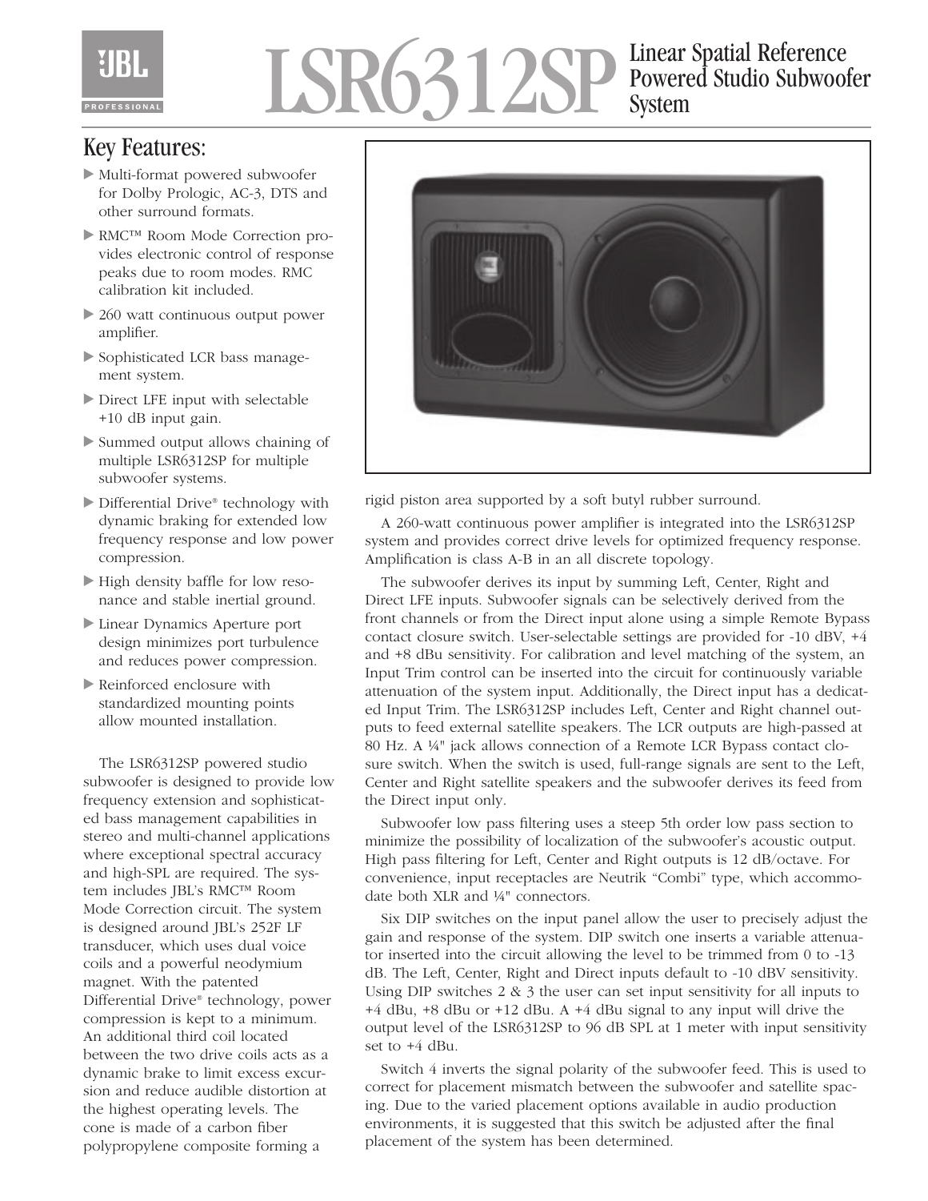# LSR6312SP Linear Spatial Reference Powered Studio Subwoofer System

## Key Features:

- Multi-format powered subwoofer for Dolby Prologic, AC-3, DTS and other surround formats.
- RMC™ Room Mode Correction provides electronic control of response peaks due to room modes. RMC calibration kit included.
- 260 watt continuous output power amplifier.
- Sophisticated LCR bass management system.
- Direct LFE input with selectable +10 dB input gain.
- Summed output allows chaining of multiple LSR6312SP for multiple subwoofer systems.
- Differential Drive® technology with dynamic braking for extended low frequency response and low power compression.
- High density baffle for low resonance and stable inertial ground.
- Linear Dynamics Aperture port design minimizes port turbulence and reduces power compression.
- Reinforced enclosure with standardized mounting points allow mounted installation.

The LSR6312SP powered studio subwoofer is designed to provide low frequency extension and sophisticated bass management capabilities in stereo and multi-channel applications where exceptional spectral accuracy and high-SPL are required. The system includes JBL's RMC™ Room Mode Correction circuit. The system is designed around JBL's 252F LF transducer, which uses dual voice coils and a powerful neodymium magnet. With the patented Differential Drive® technology, power compression is kept to a minimum. An additional third coil located between the two drive coils acts as a dynamic brake to limit excess excursion and reduce audible distortion at the highest operating levels. The cone is made of a carbon fiber polypropylene composite forming a rigid piston area supported by a soft butyl rubber surround.

A 260-watt continuous power amplifier is integrated into the LSR6312SP system and provides correct drive levels for optimized frequency response. Amplification is class A-B in an all discrete topology.

The subwoofer derives its input by summing Left, Center, Right and Direct LFE inputs. Subwoofer signals can be selectively derived from the front channels or from the Direct input alone using a simple Remote Bypass contact closure switch. User-selectable settings are provided for -10 dBV, +4 and +8 dBu sensitivity. For calibration and level matching of the system, an Input Trim control can be inserted into the circuit for continuously variable attenuation of the system input. Additionally, the Direct input has a dedicated Input Trim. The LSR6312SP includes Left, Center and Right channel outputs to feed external satellite speakers. The LCR outputs are high-passed at 80 Hz. A ¼" jack allows connection of a Remote LCR Bypass contact closure switch. When the switch is used, full-range signals are sent to the Left, Center and Right satellite speakers and the subwoofer derives its feed from the Direct input only.

Subwoofer low pass filtering uses a steep 5th order low pass section to minimize the possibility of localization of the subwoofer's acoustic output. High pass filtering for Left, Center and Right outputs is 12 dB/octave. For convenience, input receptacles are Neutrik "Combi" type, which accommodate both XLR and ¼" connectors.

Six DIP switches on the input panel allow the user to precisely adjust the gain and response of the system. DIP switch one inserts a variable attenuator inserted into the circuit allowing the level to be trimmed from 0 to -13 dB. The Left, Center, Right and Direct inputs default to -10 dBV sensitivity. Using DIP switches 2 & 3 the user can set input sensitivity for all inputs to +4 dBu, +8 dBu or +12 dBu. A +4 dBu signal to any input will drive the output level of the LSR6312SP to 96 dB SPL at 1 meter with input sensitivity set to +4 dBu.

Switch 4 inverts the signal polarity of the subwoofer feed. This is used to correct for placement mismatch between the subwoofer and satellite spacing. Due to the varied placement options available in audio production environments, it is suggested that this switch be adjusted after the final placement of the system has been determined.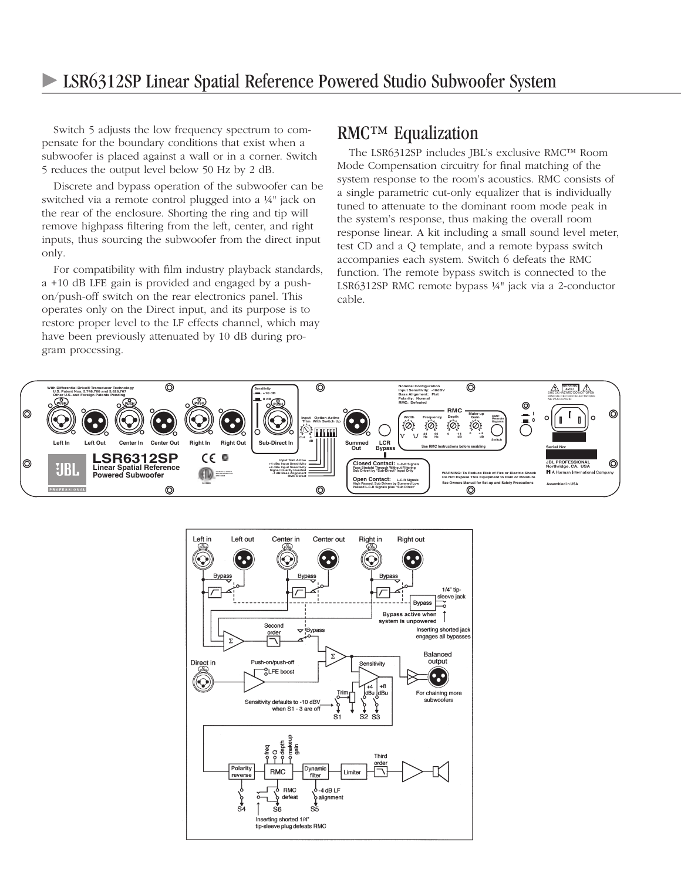# LSR6312SP Linear Spatial Reference Powered Studio Subwoofer System

Switch 5 adjusts the low frequency spectrum to compensate for the boundary conditions that exist when a subwoofer is placed against a wall or in a corner. Switch 5 reduces the output level below 50 Hz by 2 dB.

Discrete and bypass operation of the subwoofer can be switched via a remote control plugged into a ¼" jack on the rear of the enclosure. Shorting the ring and tip will remove highpass filtering from the left, center, and right inputs, thus sourcing the subwoofer from the direct input only.

For compatibility with film industry playback standards, a +10 dB LFE gain is provided and engaged by a push-on/push-off switch on the rear electronics panel. This operates only on the Direct input, and its purpose is to restore proper level to the LF effects channel, which may have been previously attenuated by 10 dB during program processing.

## RMC™ Equalization

The LSR6312SP includes JBL's exclusive RMC™ Room Mode Compensation circuitry for final matching of the system response to the room's acoustics. RMC consists of a single parametric cut-only equalizer that is individually tuned to attenuate to the dominant room mode peak in the system's response, thus making the overall room response linear. A kit including a small sound level meter, test CD and a Q template, and a remote bypass switch accompanies each system. Switch 6 defeats the RMC function. The remote bypass switch is connected to the LSR6312SP RMC remote bypass ¼" jack via a 2-conductor cable.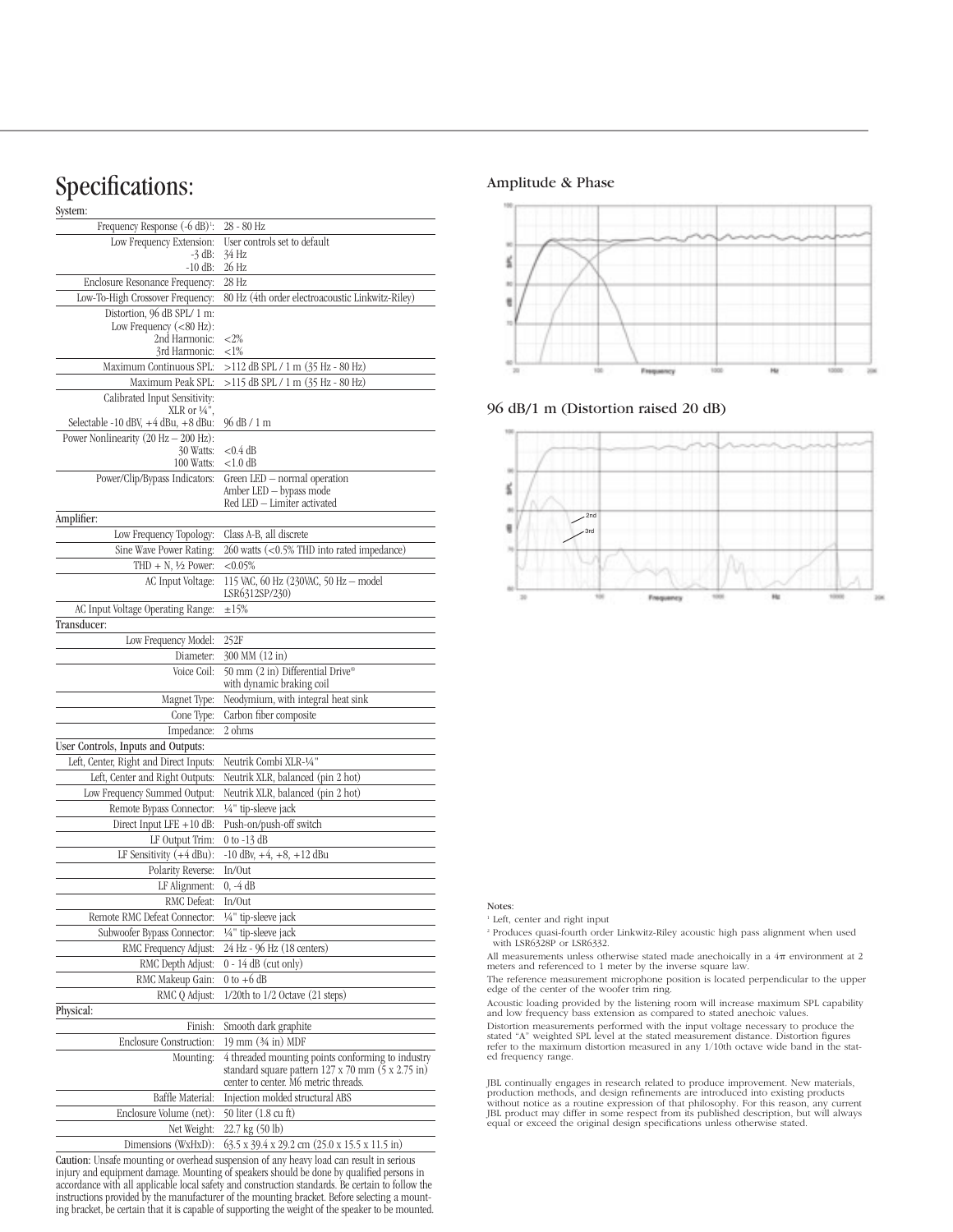# Specifications:

| System: | |
|---|---|
| Frequency Response (-6 dB)[1]: | 28 - 80 Hz |
| Low Frequency Extension: | User controls set to default |
| -3 dB: | 34 Hz |
| -10 dB: | 26 Hz |
| Enclosure Resonance Frequency: | 28 Hz |
| Low-To-High Crossover Frequency: | 80 Hz (4th order electroacoustic Linkwitz-Riley) |
| Distortion, 96 dB SPL/ 1 m: | |
| Low Frequency (<80 Hz): | |
| 2nd Harmonic: | <2% |
| 3rd Harmonic: | <1% |
| Maximum Continuous SPL: | >112 dB SPL / 1 m (35 Hz - 80 Hz) |
| Maximum Peak SPL: | >115 dB SPL / 1 m (35 Hz - 80 Hz) |
| Calibrated Input Sensitivity: XLR or ¼", Selectable -10 dBV, +4 dBu, +8 dBu: | 96 dB / 1 m |
| Power Nonlinearity (20 Hz – 200 Hz): | |
| 30 Watts: | <0.4 dB |
| 100 Watts: | <1.0 dB |
| Power/Clip/Bypass Indicators: | Green LED – normal operation<br>Amber LED – bypass mode<br>Red LED – Limiter activated |
| **Amplifier:** | |
| Low Frequency Topology: | Class A-B, all discrete |
| Sine Wave Power Rating: | 260 watts (<0.5% THD into rated impedance) |
| THD + N, ½ Power: | <0.05% |
| AC Input Voltage: | 115 VAC, 60 Hz (230VAC, 50 Hz – model LSR6312SP/230) |
| AC Input Voltage Operating Range: | ±15% |
| **Transducer:** | |
| Low Frequency Model: | 252F |
| Diameter: | 300 MM (12 in) |
| Voice Coil: | 50 mm (2 in) Differential Drive® with dynamic braking coil |
| Magnet Type: | Neodymium, with integral heat sink |
| Cone Type: | Carbon fiber composite |
| Impedance: | 2 ohms |
| **User Controls, Inputs and Outputs:** | |
| Left, Center, Right and Direct Inputs: | Neutrik Combi XLR-¼" |
| Left, Center and Right Outputs: | Neutrik XLR, balanced (pin 2 hot) |
| Low Frequency Summed Output: | Neutrik XLR, balanced (pin 2 hot) |
| Remote Bypass Connector: | ¼" tip-sleeve jack |
| Direct Input LFE +10 dB: | Push-on/push-off switch |
| LF Output Trim: | 0 to -13 dB |
| LF Sensitivity (+4 dBu): | -10 dBv, +4, +8, +12 dBu |
| Polarity Reverse: | In/Out |
| LF Alignment: | 0, -4 dB |
| RMC Defeat: | In/Out |
| Remote RMC Defeat Connector: | ¼" tip-sleeve jack |
| Subwoofer Bypass Connector: | ¼" tip-sleeve jack |
| RMC Frequency Adjust: | 24 Hz - 96 Hz (18 centers) |
| RMC Depth Adjust: | 0 - 14 dB (cut only) |
| RMC Makeup Gain: | 0 to +6 dB |
| RMC Q Adjust: | 1/20th to 1/2 Octave (21 steps) |
| **Physical:** | |
| Finish: | Smooth dark graphite |
| Enclosure Construction: | 19 mm (¾ in) MDF |
| Mounting: | 4 threaded mounting points conforming to industry standard square pattern 127 x 70 mm (5 x 2.75 in) center to center. M6 metric threads. |
| Baffle Material: | Injection molded structural ABS |
| Enclosure Volume (net): | 50 liter (1.8 cu ft) |
| Net Weight: | 22.7 kg (50 lb) |
| Dimensions (WxHxD): | 63.5 x 39.4 x 29.2 cm (25.0 x 15.5 x 11.5 in) |

**Caution:** Unsafe mounting or overhead suspension of any heavy load can result in serious injury and equipment damage. Mounting of speakers should be done by qualified persons in accordance with all applicable local safety and construction standards. Be certain to follow the instructions provided by the manufacturer of the mounting bracket. Before selecting a mounting bracket, be certain that it is capable of supporting the weight of the speaker to be mounted.

Amplitude & Phase

96 dB/1 m (Distortion raised 20 dB)

Notes:

[1] Left, center and right input

[2] Produces quasi-fourth order Linkwitz-Riley acoustic high pass alignment when used with LSR6328P or LSR6332.

All measurements unless otherwise stated made anechoically in a 4π environment at 2 meters and referenced to 1 meter by the inverse square law.

The reference measurement microphone position is located perpendicular to the upper edge of the center of the woofer trim ring.

Acoustic loading provided by the listening room will increase maximum SPL capability and low frequency bass extension as compared to stated anechoic values.

Distortion measurements performed with the input voltage necessary to produce the stated "A" weighted SPL level at the stated measurement distance. Distortion figures refer to the maximum distortion measured in any 1/10th octave wide band in the stated frequency range.

JBL continually engages in research related to produce improvement. New materials, production methods, and design refinements are introduced into existing products without notice as a routine expression of that philosophy. For this reason, any current JBL product may differ in some respect from its published description, but will always equal or exceed the original design specifications unless otherwise stated.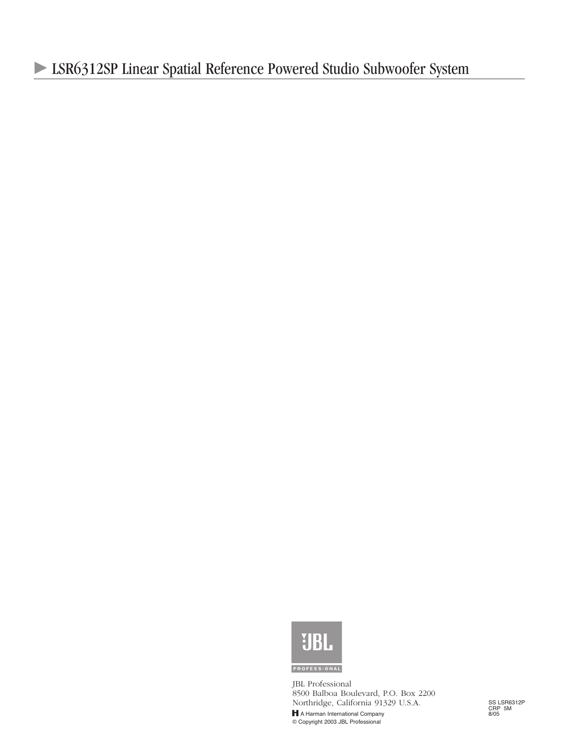JBL
PROFESSIONAL

JBL Professional
8500 Balboa Boulevard, P.O. Box 2200
Northridge, California 91329 U.S.A.

A Harman International Company

© Copyright 2003 JBL Professional

SS LSR6312P
CRP 5M
8/05